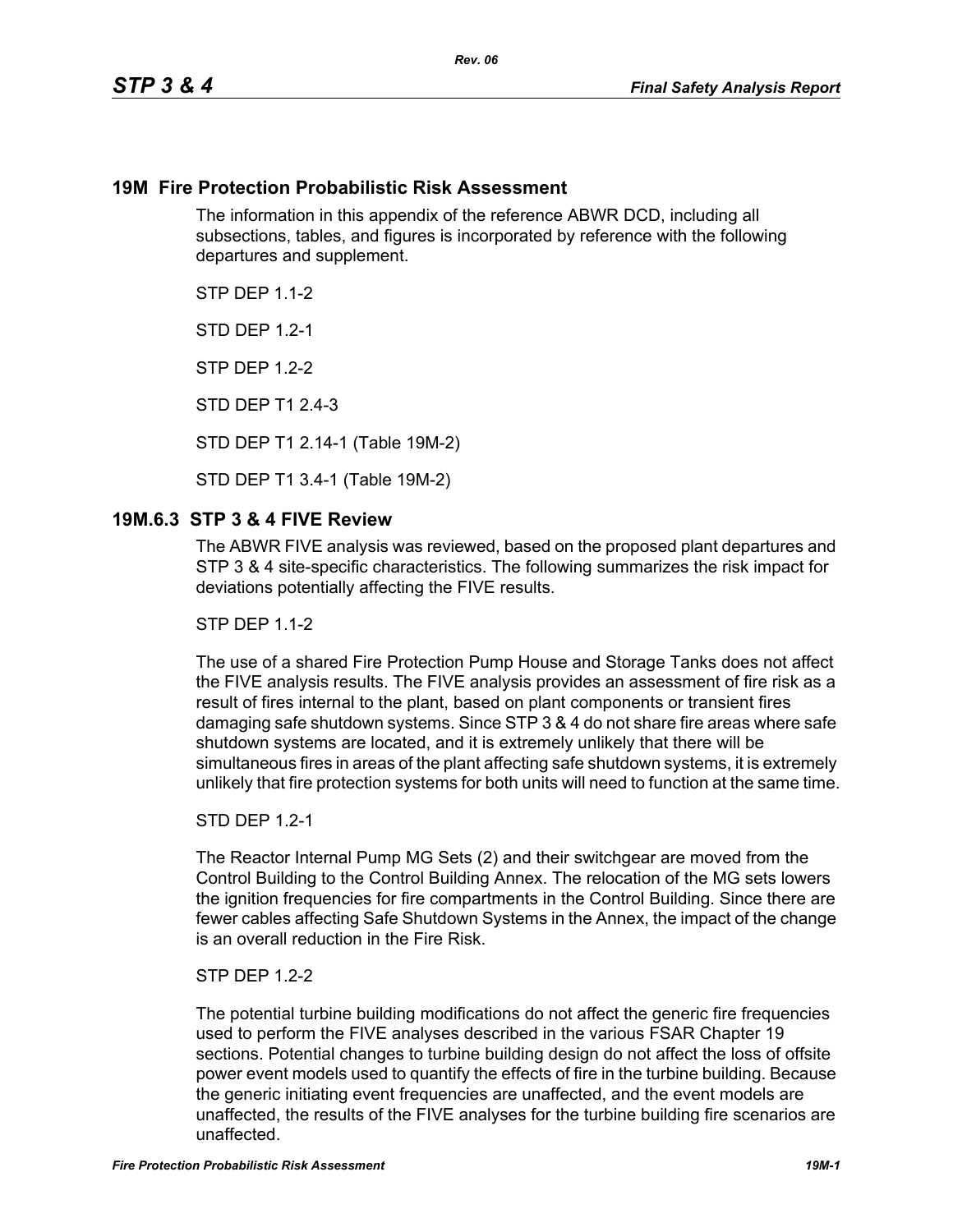## 19M Fire Protection Probabilistic Risk Assessment

The information in this appendix of the reference ABWR DCD, including all subsections, tables, and figures is incorporated by reference with the following departures and supplement.

STP DEP 1.1-2

STD DEP 1.2-1

STP DEP 1.2-2

STD DEP T1 2.4-3

STD DEP T1 2.14-1 (Table 19M-2)

STD DEP T1 3.4-1 (Table 19M-2)

### 19M.6.3 STP 3 & 4 FIVE Review

The ABWR FIVE analysis was reviewed, based on the proposed plant departures and STP 3 & 4 site-specific characteristics. The following summarizes the risk impact for deviations potentially affecting the FIVE results.

STP DEP 1.1-2

The use of a shared Fire Protection Pump House and Storage Tanks does not affect the FIVE analysis results. The FIVE analysis provides an assessment of fire risk as a result of fires internal to the plant, based on plant components or transient fires damaging safe shutdown systems. Since STP 3 & 4 do not share fire areas where safe shutdown systems are located, and it is extremely unlikely that there will be simultaneous fires in areas of the plant affecting safe shutdown systems, it is extremely unlikely that fire protection systems for both units will need to function at the same time.

STD DEP 1.2-1

The Reactor Internal Pump MG Sets (2) and their switchgear are moved from the Control Building to the Control Building Annex. The relocation of the MG sets lowers the ignition frequencies for fire compartments in the Control Building. Since there are fewer cables affecting Safe Shutdown Systems in the Annex, the impact of the change is an overall reduction in the Fire Risk.

STP DEP 1.2-2

The potential turbine building modifications do not affect the generic fire frequencies used to perform the FIVE analyses described in the various FSAR Chapter 19 sections. Potential changes to turbine building design do not affect the loss of offsite power event models used to quantify the effects of fire in the turbine building. Because the generic initiating event frequencies are unaffected, and the event models are unaffected, the results of the FIVE analyses for the turbine building fire scenarios are unaffected.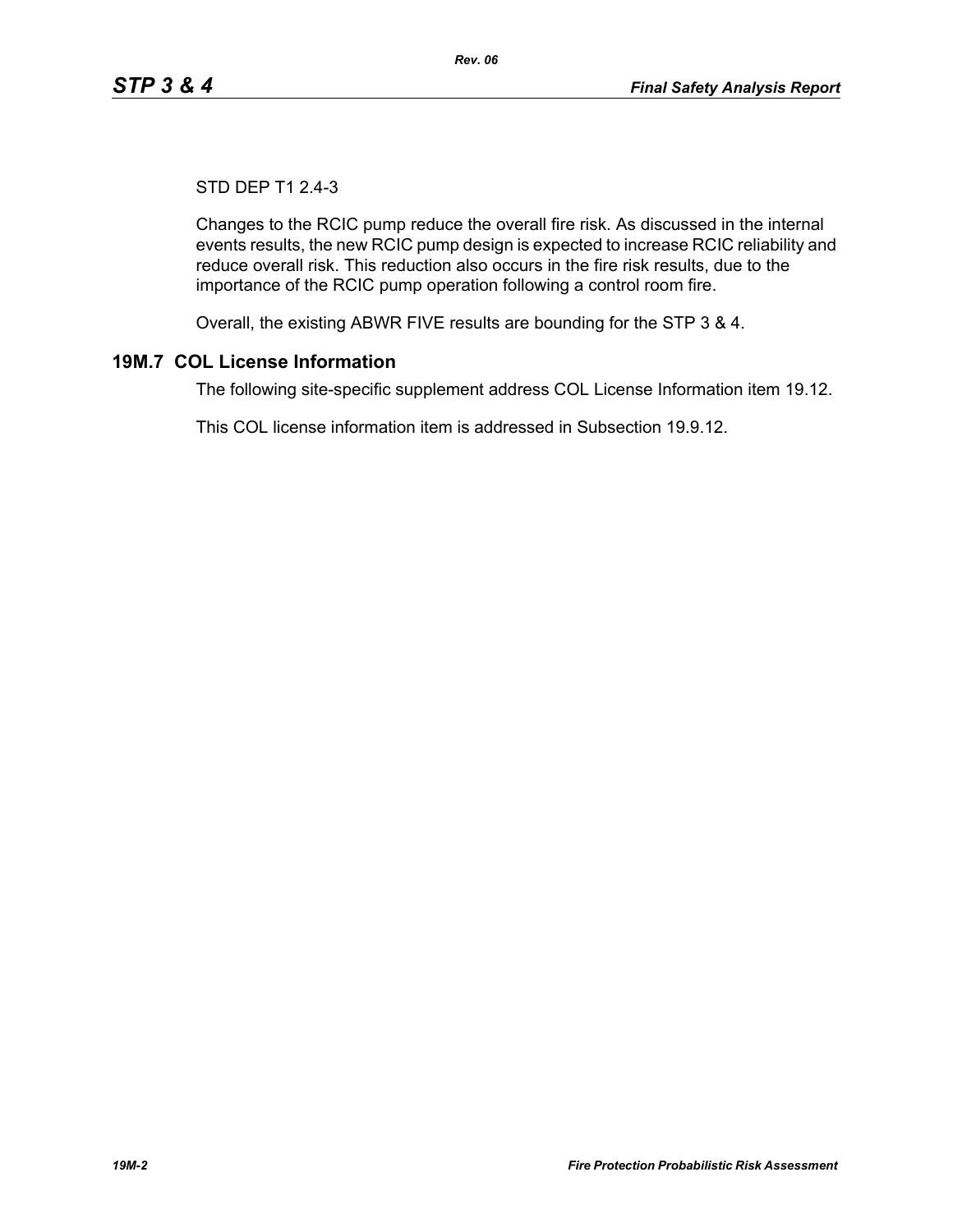STD DEP T1 2.4-3

Changes to the RCIC pump reduce the overall fire risk. As discussed in the internal events results, the new RCIC pump design is expected to increase RCIC reliability and reduce overall risk. This reduction also occurs in the fire risk results, due to the importance of the RCIC pump operation following a control room fire.

Overall, the existing ABWR FIVE results are bounding for the STP 3 & 4.

## 19M.7 COL License Information

The following site-specific supplement address COL License Information item 19.12.

This COL license information item is addressed in Subsection 19.9.12.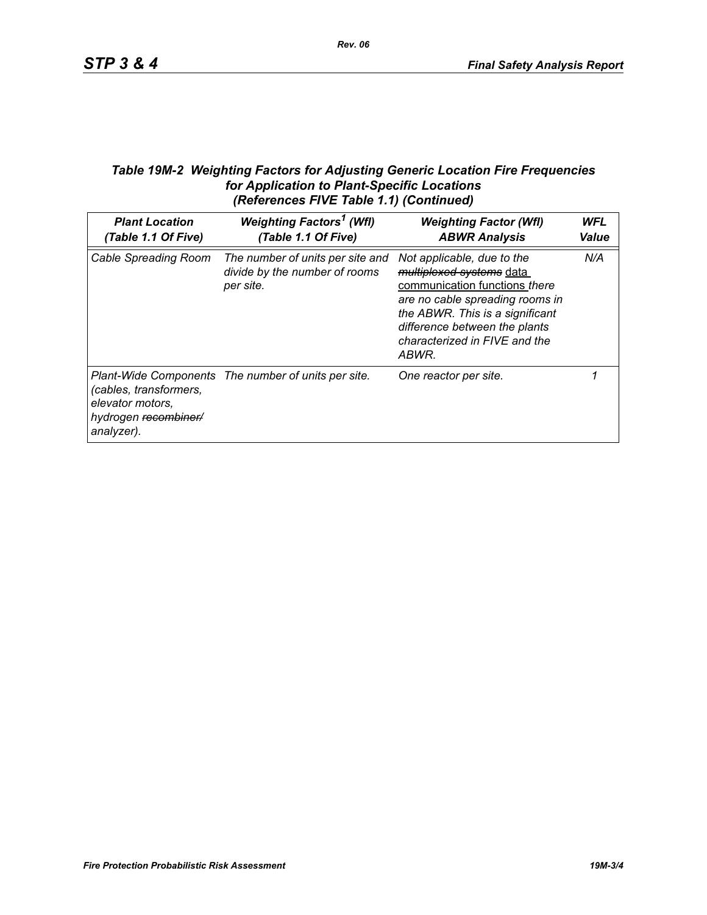### *Table 19M-2 Weighting Factors for Adjusting Generic Location Fire Frequencies for Application to Plant-Specific Locations (References FIVE Table 1.1) (Continued)*

| *Plant Location (Table 1.1 Of Five)* | *Weighting Factors[1] (Wfl) (Table 1.1 Of Five)* | *Weighting Factor (Wfl) ABWR Analysis* | *WFL Value* |
|---|---|---|---|
| *Cable Spreading Room* | *The number of units per site and divide by the number of rooms per site.* | *Not applicable, due to the ~~multiplexed systems~~* data communication functions *there are no cable spreading rooms in the ABWR. This is a significant difference between the plants characterized in FIVE and the ABWR.* | *N/A* |
| *Plant-Wide Components (cables, transformers, elevator motors, hydrogen ~~recombiner/~~ analyzer).* | *The number of units per site.* | *One reactor per site.* | *1* |